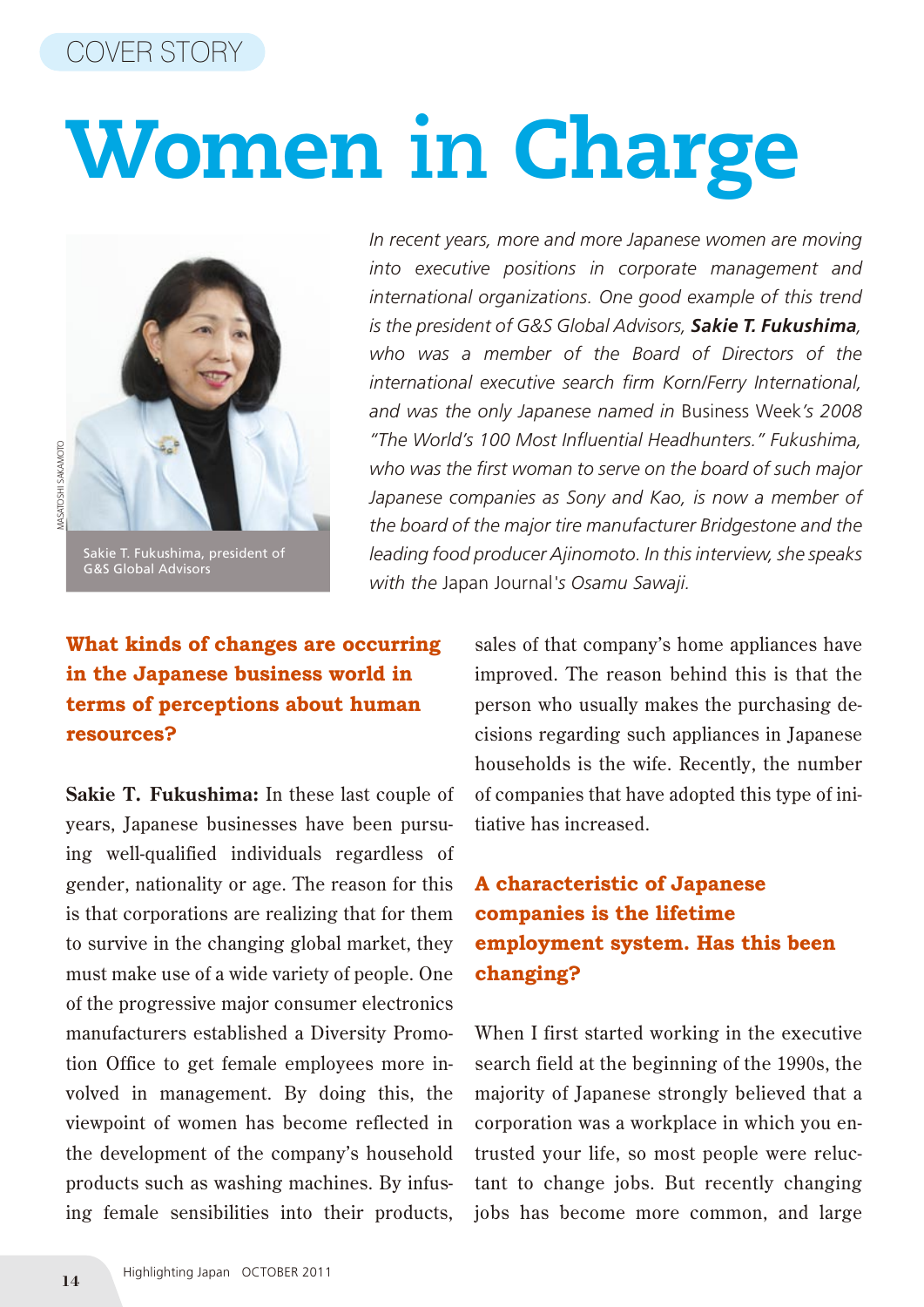COVER STORY

# Women in Charge

Sakie T. Fukushima, president of G&S Global Advisors

*In recent years, more and more Japanese women are moving into executive positions in corporate management and international organizations. One good example of this trend is the president of G&S Global Advisors,* ***Sakie T. Fukushima****, who was a member of the Board of Directors of the international executive search firm Korn/Ferry International, and was the only Japanese named in* Business Week*'s 2008 "The World's 100 Most Influential Headhunters." Fukushima, who was the first woman to serve on the board of such major Japanese companies as Sony and Kao, is now a member of the board of the major tire manufacturer Bridgestone and the leading food producer Ajinomoto. In this interview, she speaks with the* Japan Journal*'s Osamu Sawaji.*

### What kinds of changes are occurring in the Japanese business world in terms of perceptions about human resources?

**Sakie T. Fukushima:** In these last couple of years, Japanese businesses have been pursuing well-qualified individuals regardless of gender, nationality or age. The reason for this is that corporations are realizing that for them to survive in the changing global market, they must make use of a wide variety of people. One of the progressive major consumer electronics manufacturers established a Diversity Promotion Office to get female employees more involved in management. By doing this, the viewpoint of women has become reflected in the development of the company's household products such as washing machines. By infusing female sensibilities into their products, sales of that company's home appliances have improved. The reason behind this is that the person who usually makes the purchasing decisions regarding such appliances in Japanese households is the wife. Recently, the number of companies that have adopted this type of initiative has increased.

### A characteristic of Japanese companies is the lifetime employment system. Has this been changing?

When I first started working in the executive search field at the beginning of the 1990s, the majority of Japanese strongly believed that a corporation was a workplace in which you entrusted your life, so most people were reluctant to change jobs. But recently changing jobs has become more common, and large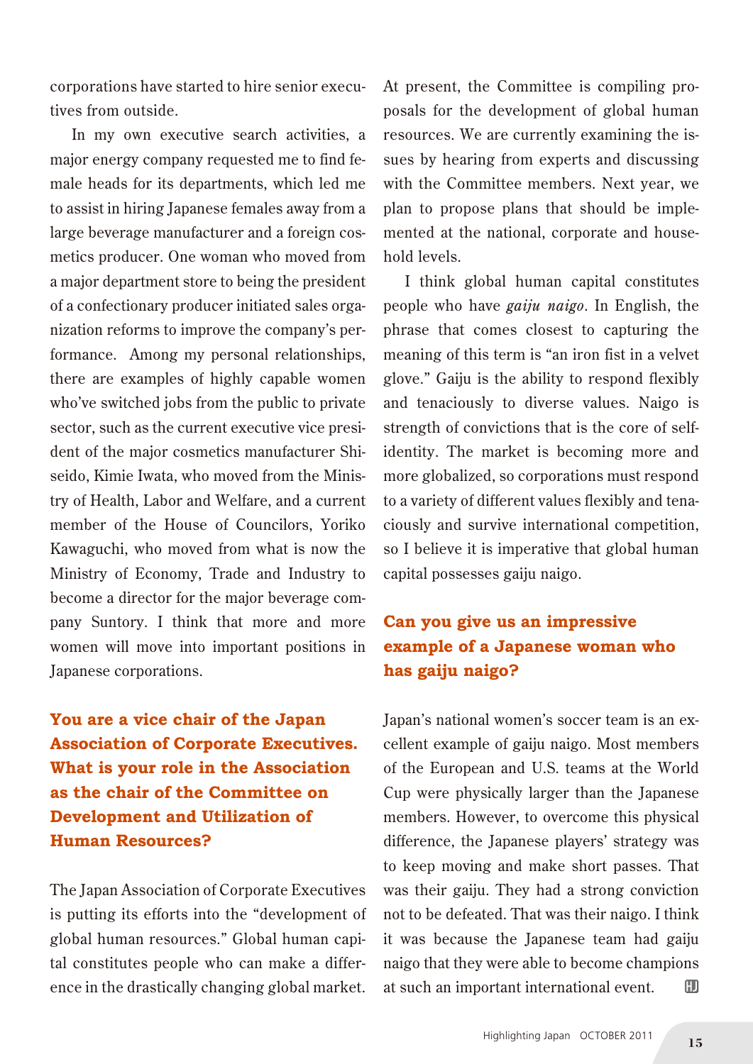corporations have started to hire senior executives from outside.

In my own executive search activities, a major energy company requested me to find female heads for its departments, which led me to assist in hiring Japanese females away from a large beverage manufacturer and a foreign cosmetics producer. One woman who moved from a major department store to being the president of a confectionary producer initiated sales organization reforms to improve the company's performance. Among my personal relationships, there are examples of highly capable women who've switched jobs from the public to private sector, such as the current executive vice president of the major cosmetics manufacturer Shiseido, Kimie Iwata, who moved from the Ministry of Health, Labor and Welfare, and a current member of the House of Councilors, Yoriko Kawaguchi, who moved from what is now the Ministry of Economy, Trade and Industry to become a director for the major beverage company Suntory. I think that more and more women will move into important positions in Japanese corporations.

## You are a vice chair of the Japan Association of Corporate Executives. What is your role in the Association as the chair of the Committee on Development and Utilization of Human Resources?

The Japan Association of Corporate Executives is putting its efforts into the "development of global human resources." Global human capital constitutes people who can make a difference in the drastically changing global market. At present, the Committee is compiling proposals for the development of global human resources. We are currently examining the issues by hearing from experts and discussing with the Committee members. Next year, we plan to propose plans that should be implemented at the national, corporate and household levels.

I think global human capital constitutes people who have *gaiju naigo*. In English, the phrase that comes closest to capturing the meaning of this term is "an iron fist in a velvet glove." Gaiju is the ability to respond flexibly and tenaciously to diverse values. Naigo is strength of convictions that is the core of self-identity. The market is becoming more and more globalized, so corporations must respond to a variety of different values flexibly and tenaciously and survive international competition, so I believe it is imperative that global human capital possesses gaiju naigo.

## Can you give us an impressive example of a Japanese woman who has gaiju naigo?

Japan's national women's soccer team is an excellent example of gaiju naigo. Most members of the European and U.S. teams at the World Cup were physically larger than the Japanese members. However, to overcome this physical difference, the Japanese players' strategy was to keep moving and make short passes. That was their gaiju. They had a strong conviction not to be defeated. That was their naigo. I think it was because the Japanese team had gaiju naigo that they were able to become champions at such an important international event.